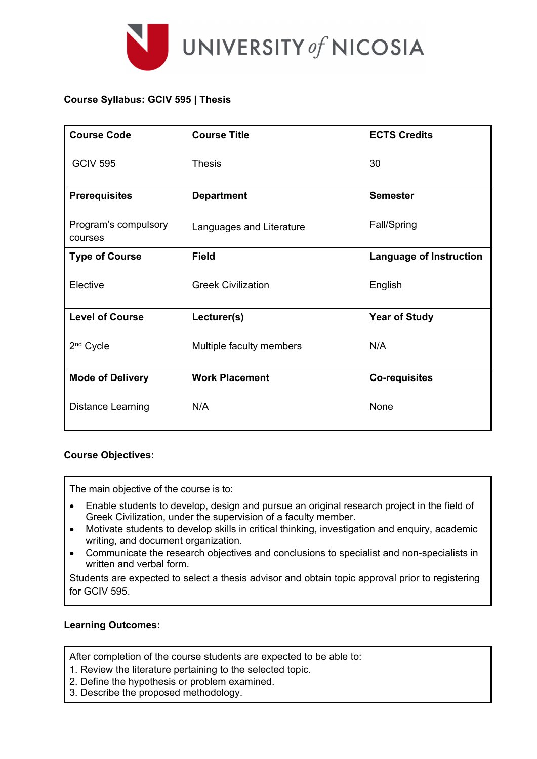UNIVERSITY of NICOSIA

**Course Syllabus: GCIV 595 | Thesis**

| Course Code | Course Title | ECTS Credits |
|---|---|---|
| GCIV 595 | Thesis | 30 |
| **Prerequisites** | **Department** | **Semester** |
| Program's compulsory courses | Languages and Literature | Fall/Spring |
| **Type of Course** | **Field** | **Language of Instruction** |
| Elective | Greek Civilization | English |
| **Level of Course** | **Lecturer(s)** | **Year of Study** |
| 2nd Cycle | Multiple faculty members | N/A |
| **Mode of Delivery** | **Work Placement** | **Co-requisites** |
| Distance Learning | N/A | None |

**Course Objectives:**

The main objective of the course is to:

- Enable students to develop, design and pursue an original research project in the field of Greek Civilization, under the supervision of a faculty member.
- Motivate students to develop skills in critical thinking, investigation and enquiry, academic writing, and document organization.
- Communicate the research objectives and conclusions to specialist and non-specialists in written and verbal form.

Students are expected to select a thesis advisor and obtain topic approval prior to registering for GCIV 595.

**Learning Outcomes:**

After completion of the course students are expected to be able to:

1. Review the literature pertaining to the selected topic.
2. Define the hypothesis or problem examined.
3. Describe the proposed methodology.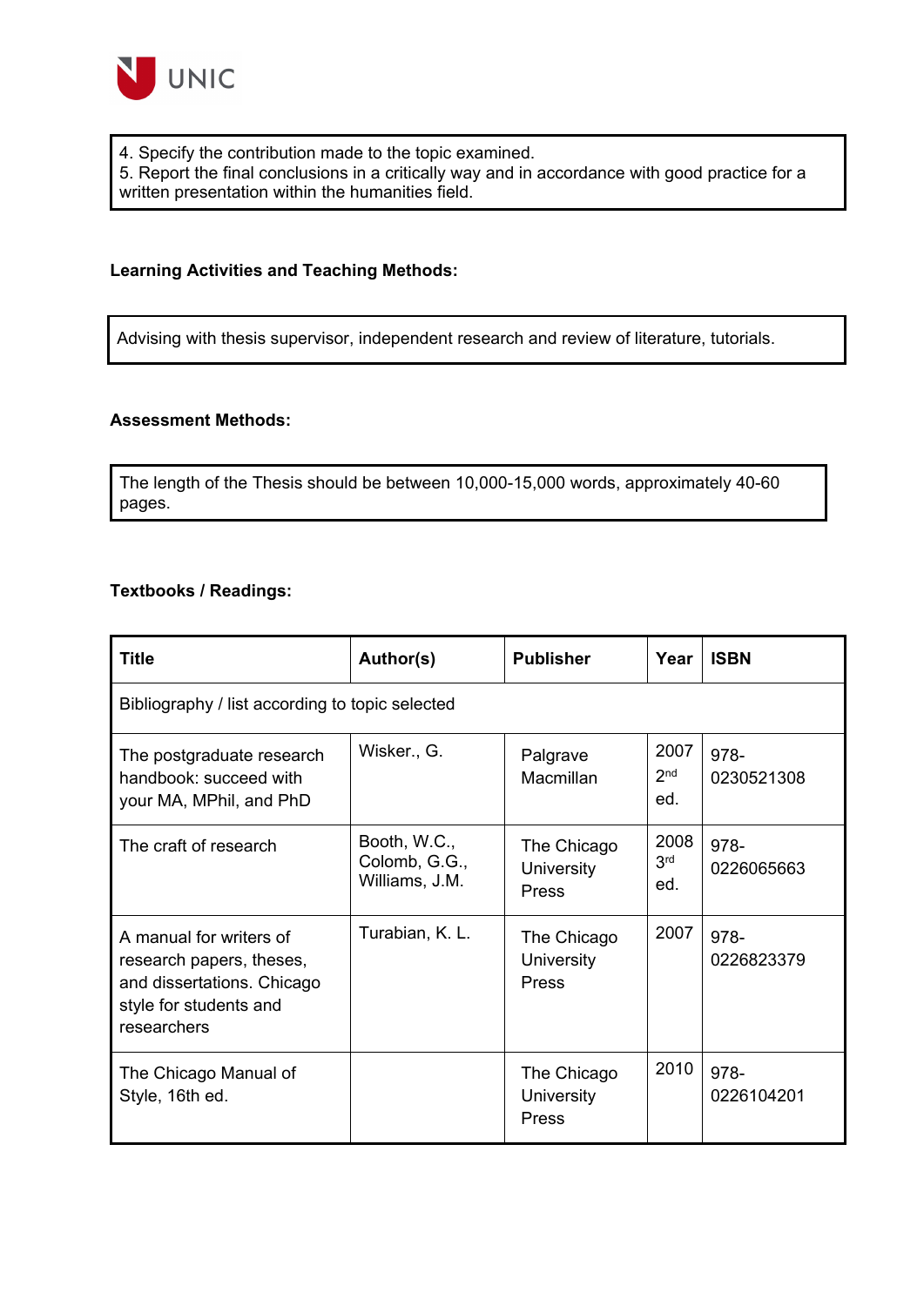4. Specify the contribution made to the topic examined.
5. Report the final conclusions in a critically way and in accordance with good practice for a written presentation within the humanities field.

**Learning Activities and Teaching Methods:**

Advising with thesis supervisor, independent research and review of literature, tutorials.

**Assessment Methods:**

The length of the Thesis should be between 10,000-15,000 words, approximately 40-60 pages.

**Textbooks / Readings:**

| Title | Author(s) | Publisher | Year | ISBN |
|---|---|---|---|---|
| Bibliography / list according to topic selected | | | | |
| The postgraduate research handbook: succeed with your MA, MPhil, and PhD | Wisker., G. | Palgrave Macmillan | 2007 2nd ed. | 978-0230521308 |
| The craft of research | Booth, W.C., Colomb, G.G., Williams, J.M. | The Chicago University Press | 2008 3rd ed. | 978-0226065663 |
| A manual for writers of research papers, theses, and dissertations. Chicago style for students and researchers | Turabian, K. L. | The Chicago University Press | 2007 | 978-0226823379 |
| The Chicago Manual of Style, 16th ed. | | The Chicago University Press | 2010 | 978-0226104201 |